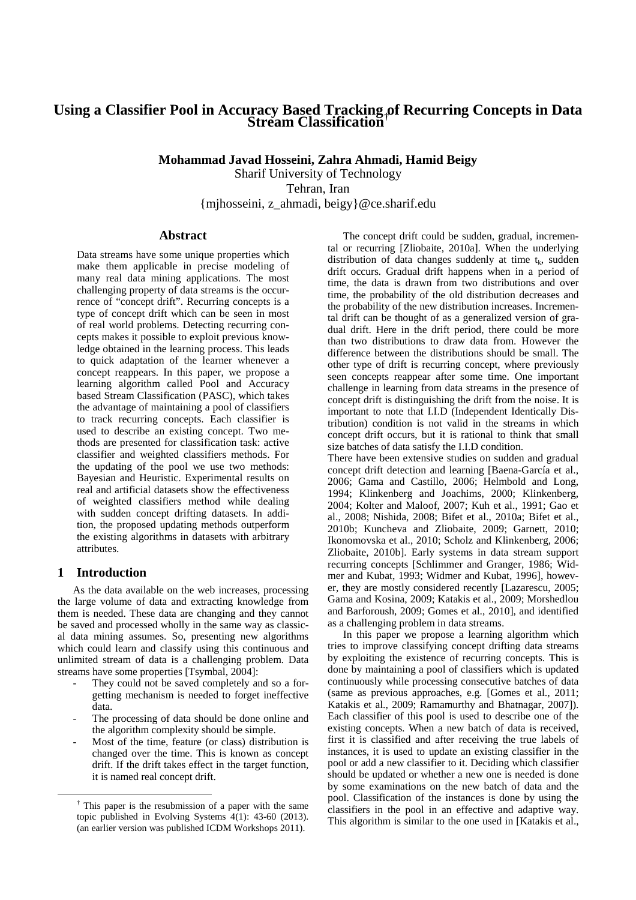# Using a Classifier Pool in Accuracy Based Tracking of Recurring Concepts in Data Stream Classification[†]

**Mohammad Javad Hosseini, Zahra Ahmadi, Hamid Beigy**

Sharif University of Technology

Tehran, Iran

{mjhosseini, z_ahmadi, beigy}@ce.sharif.edu

## Abstract

Data streams have some unique properties which make them applicable in precise modeling of many real data mining applications. The most challenging property of data streams is the occurrence of "concept drift". Recurring concepts is a type of concept drift which can be seen in most of real world problems. Detecting recurring concepts makes it possible to exploit previous knowledge obtained in the learning process. This leads to quick adaptation of the learner whenever a concept reappears. In this paper, we propose a learning algorithm called Pool and Accuracy based Stream Classification (PASC), which takes the advantage of maintaining a pool of classifiers to track recurring concepts. Each classifier is used to describe an existing concept. Two methods are presented for classification task: active classifier and weighted classifiers methods. For the updating of the pool we use two methods: Bayesian and Heuristic. Experimental results on real and artificial datasets show the effectiveness of weighted classifiers method while dealing with sudden concept drifting datasets. In addition, the proposed updating methods outperform the existing algorithms in datasets with arbitrary attributes.

## 1 Introduction

As the data available on the web increases, processing the large volume of data and extracting knowledge from them is needed. These data are changing and they cannot be saved and processed wholly in the same way as classical data mining assumes. So, presenting new algorithms which could learn and classify using this continuous and unlimited stream of data is a challenging problem. Data streams have some properties [Tsymbal, 2004]:

- They could not be saved completely and so a forgetting mechanism is needed to forget ineffective data.
- The processing of data should be done online and the algorithm complexity should be simple.
- Most of the time, feature (or class) distribution is changed over the time. This is known as concept drift. If the drift takes effect in the target function, it is named real concept drift.

The concept drift could be sudden, gradual, incremental or recurring [Zliobaite, 2010a]. When the underlying distribution of data changes suddenly at time $t_k$, sudden drift occurs. Gradual drift happens when in a period of time, the data is drawn from two distributions and over time, the probability of the old distribution decreases and the probability of the new distribution increases. Incremental drift can be thought of as a generalized version of gradual drift. Here in the drift period, there could be more than two distributions to draw data from. However the difference between the distributions should be small. The other type of drift is recurring concept, where previously seen concepts reappear after some time. One important challenge in learning from data streams in the presence of concept drift is distinguishing the drift from the noise. It is important to note that I.I.D (Independent Identically Distribution) condition is not valid in the streams in which concept drift occurs, but it is rational to think that small size batches of data satisfy the I.I.D condition.

There have been extensive studies on sudden and gradual concept drift detection and learning [Baena-García et al., 2006; Gama and Castillo, 2006; Helmbold and Long, 1994; Klinkenberg and Joachims, 2000; Klinkenberg, 2004; Kolter and Maloof, 2007; Kuh et al., 1991; Gao et al., 2008; Nishida, 2008; Bifet et al., 2010a; Bifet et al., 2010b; Kuncheva and Zliobaite, 2009; Garnett, 2010; Ikonomovska et al., 2010; Scholz and Klinkenberg, 2006; Zliobaite, 2010b]. Early systems in data stream support recurring concepts [Schlimmer and Granger, 1986; Widmer and Kubat, 1993; Widmer and Kubat, 1996], however, they are mostly considered recently [Lazarescu, 2005; Gama and Kosina, 2009; Katakis et al., 2009; Morshedlou and Barforoush, 2009; Gomes et al., 2010], and identified as a challenging problem in data streams.

In this paper we propose a learning algorithm which tries to improve classifying concept drifting data streams by exploiting the existence of recurring concepts. This is done by maintaining a pool of classifiers which is updated continuously while processing consecutive batches of data (same as previous approaches, e.g. [Gomes et al., 2011; Katakis et al., 2009; Ramamurthy and Bhatnagar, 2007]). Each classifier of this pool is used to describe one of the existing concepts. When a new batch of data is received, first it is classified and after receiving the true labels of instances, it is used to update an existing classifier in the pool or add a new classifier to it. Deciding which classifier should be updated or whether a new one is needed is done by some examinations on the new batch of data and the pool. Classification of the instances is done by using the classifiers in the pool in an effective and adaptive way. This algorithm is similar to the one used in [Katakis et al.,

[†] This paper is the resubmission of a paper with the same topic published in Evolving Systems 4(1): 43-60 (2013). (an earlier version was published ICDM Workshops 2011).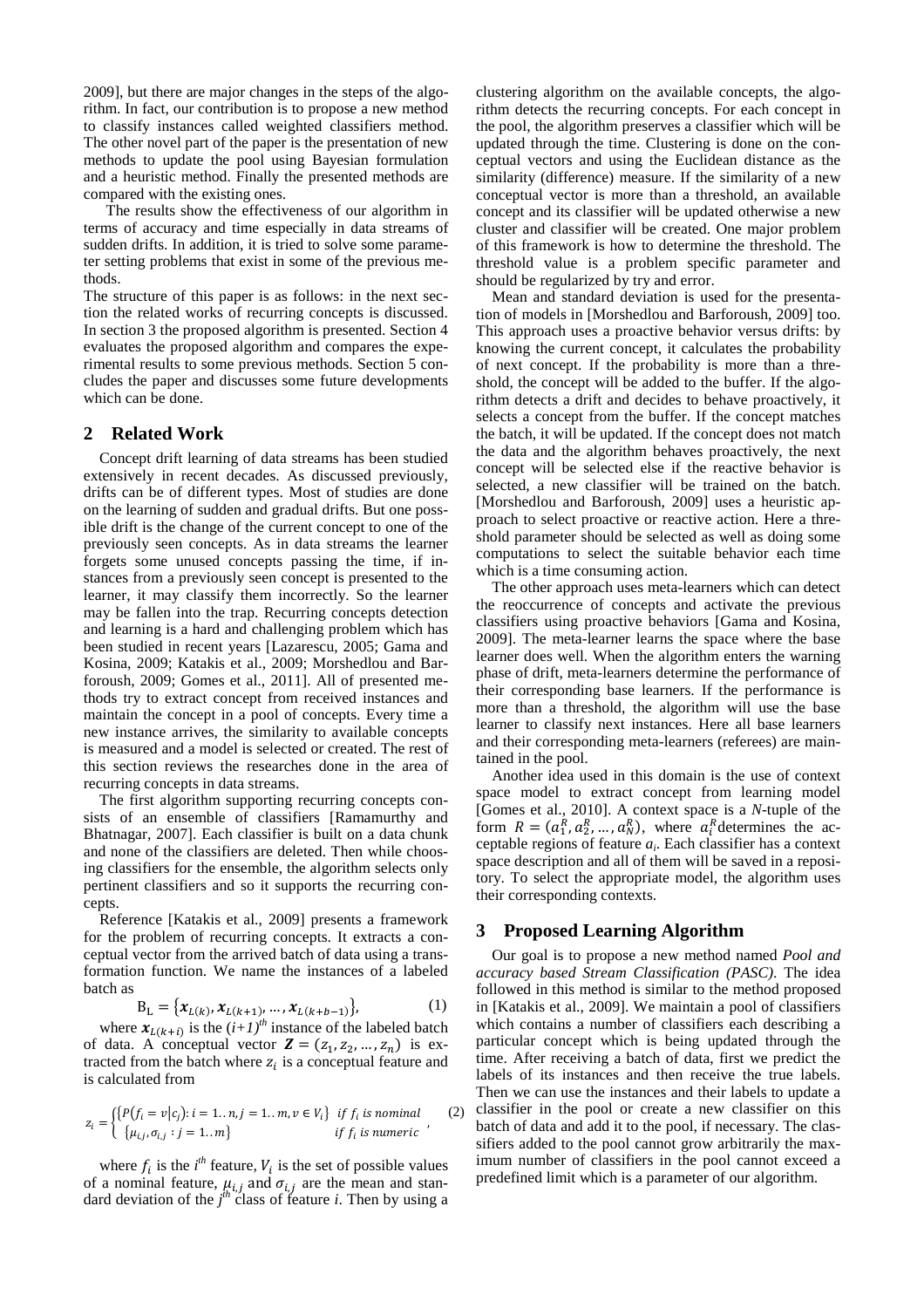2009], but there are major changes in the steps of the algorithm. In fact, our contribution is to propose a new method to classify instances called weighted classifiers method. The other novel part of the paper is the presentation of new methods to update the pool using Bayesian formulation and a heuristic method. Finally the presented methods are compared with the existing ones.

The results show the effectiveness of our algorithm in terms of accuracy and time especially in data streams of sudden drifts. In addition, it is tried to solve some parameter setting problems that exist in some of the previous methods.

The structure of this paper is as follows: in the next section the related works of recurring concepts is discussed. In section 3 the proposed algorithm is presented. Section 4 evaluates the proposed algorithm and compares the experimental results to some previous methods. Section 5 concludes the paper and discusses some future developments which can be done.

## 2 Related Work

Concept drift learning of data streams has been studied extensively in recent decades. As discussed previously, drifts can be of different types. Most of studies are done on the learning of sudden and gradual drifts. But one possible drift is the change of the current concept to one of the previously seen concepts. As in data streams the learner forgets some unused concepts passing the time, if instances from a previously seen concept is presented to the learner, it may classify them incorrectly. So the learner may be fallen into the trap. Recurring concepts detection and learning is a hard and challenging problem which has been studied in recent years [Lazarescu, 2005; Gama and Kosina, 2009; Katakis et al., 2009; Morshedlou and Barforoush, 2009; Gomes et al., 2011]. All of presented methods try to extract concept from received instances and maintain the concept in a pool of concepts. Every time a new instance arrives, the similarity to available concepts is measured and a model is selected or created. The rest of this section reviews the researches done in the area of recurring concepts in data streams.

The first algorithm supporting recurring concepts consists of an ensemble of classifiers [Ramamurthy and Bhatnagar, 2007]. Each classifier is built on a data chunk and none of the classifiers are deleted. Then while choosing classifiers for the ensemble, the algorithm selects only pertinent classifiers and so it supports the recurring concepts.

Reference [Katakis et al., 2009] presents a framework for the problem of recurring concepts. It extracts a conceptual vector from the arrived batch of data using a transformation function. We name the instances of a labeled batch as

$$B_L = \{\boldsymbol{x}_{L(k)}, \boldsymbol{x}_{L(k+1)}, \dots, \boldsymbol{x}_{L(k+b-1)}\}, \tag{1}$$

where $\boldsymbol{x}_{L(k+i)}$ is the $(i+1)^{th}$ instance of the labeled batch of data. A conceptual vector $\boldsymbol{Z} = (z_1, z_2, \dots, z_n)$ is extracted from the batch where $z_i$ is a conceptual feature and is calculated from

$$z_i = \begin{cases} \{P(f_i = v | c_j) : i = 1..n, j = 1..m, v \in V_i\} & \text{if } f_i \text{ is nominal} \\ \{\mu_{i,j}, \sigma_{i,j} : j = 1..m\} & \text{if } f_i \text{ is numeric} \end{cases}, \tag{2}$$

where $f_i$ is the $i^{th}$ feature, $V_i$ is the set of possible values of a nominal feature, $\mu_{i,j}$ and $\sigma_{i,j}$ are the mean and standard deviation of the $j^{th}$ class of feature $i$. Then by using a clustering algorithm on the available concepts, the algorithm detects the recurring concepts. For each concept in the pool, the algorithm preserves a classifier which will be updated through the time. Clustering is done on the conceptual vectors and using the Euclidean distance as the similarity (difference) measure. If the similarity of a new conceptual vector is more than a threshold, an available concept and its classifier will be updated otherwise a new cluster and classifier will be created. One major problem of this framework is how to determine the threshold. The threshold value is a problem specific parameter and should be regularized by try and error.

Mean and standard deviation is used for the presentation of models in [Morshedlou and Barforoush, 2009] too. This approach uses a proactive behavior versus drifts: by knowing the current concept, it calculates the probability of next concept. If the probability is more than a threshold, the concept will be added to the buffer. If the algorithm detects a drift and decides to behave proactively, it selects a concept from the buffer. If the concept matches the batch, it will be updated. If the concept does not match the data and the algorithm behaves proactively, the next concept will be selected else if the reactive behavior is selected, a new classifier will be trained on the batch. [Morshedlou and Barforoush, 2009] uses a heuristic approach to select proactive or reactive action. Here a threshold parameter should be selected as well as doing some computations to select the suitable behavior each time which is a time consuming action.

The other approach uses meta-learners which can detect the reoccurrence of concepts and activate the previous classifiers using proactive behaviors [Gama and Kosina, 2009]. The meta-learner learns the space where the base learner does well. When the algorithm enters the warning phase of drift, meta-learners determine the performance of their corresponding base learners. If the performance is more than a threshold, the algorithm will use the base learner to classify next instances. Here all base learners and their corresponding meta-learners (referees) are maintained in the pool.

Another idea used in this domain is the use of context space model to extract concept from learning model [Gomes et al., 2010]. A context space is a *N*-tuple of the form $R = (a_1^R, a_2^R, \dots, a_N^R)$, where $a_i^R$ determines the acceptable regions of feature $a_i$. Each classifier has a context space description and all of them will be saved in a repository. To select the appropriate model, the algorithm uses their corresponding contexts.

## 3 Proposed Learning Algorithm

Our goal is to propose a new method named *Pool and accuracy based Stream Classification (PASC)*. The idea followed in this method is similar to the method proposed in [Katakis et al., 2009]. We maintain a pool of classifiers which contains a number of classifiers each describing a particular concept which is being updated through the time. After receiving a batch of data, first we predict the labels of its instances and then receive the true labels. Then we can use the instances and their labels to update a classifier in the pool or create a new classifier on this batch of data and add it to the pool, if necessary. The classifiers added to the pool cannot grow arbitrarily the maximum number of classifiers in the pool cannot exceed a predefined limit which is a parameter of our algorithm.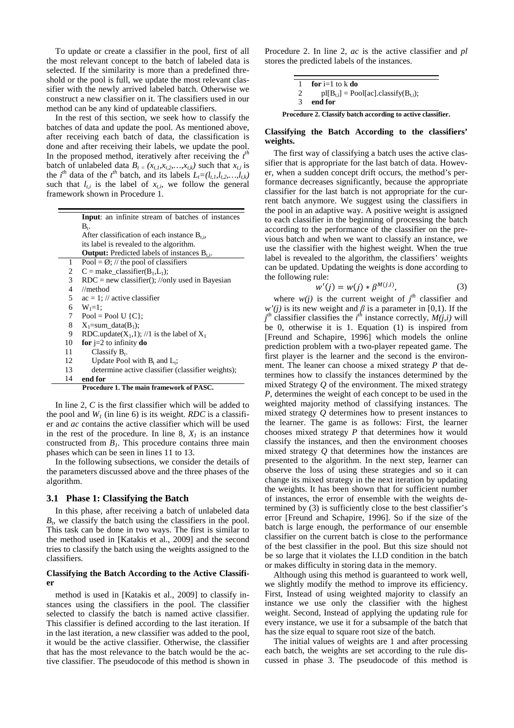To update or create a classifier in the pool, first of all the most relevant concept to the batch of labeled data is selected. If the similarity is more than a predefined threshold or the pool is full, we update the most relevant classifier with the newly arrived labeled batch. Otherwise we construct a new classifier on it. The classifiers used in our method can be any kind of updateable classifiers.

In the rest of this section, we seek how to classify the batches of data and update the pool. As mentioned above, after receiving each batch of data, the classification is done and after receiving their labels, we update the pool. In the proposed method, iteratively after receiving the $t^{th}$ batch of unlabeled data $B_t = (x_{t,1},x_{t,2},\ldots,x_{t,k})$ such that $x_{t,i}$ is the $i^{th}$ data of the $t^{th}$ batch, and its labels $L_t=(l_{t,1},l_{t,2},\ldots,l_{t,k})$ such that $l_{t,i}$ is the label of $x_{t,i}$, we follow the general framework shown in Procedure 1.

```
    Input: an infinite stream of batches of instances
    Bt.
    After classification of each instance Bt,i,
    its label is revealed to the algorithm.
    Output: Predicted labels of instances Bt,i.
1   Pool = Ø; // the pool of classifiers
2   C = make_classifier(B1,L1);
3   RDC = new classifier(); //only used in Bayesian
4   //method
5   ac = 1; // active classifier
6   W1=1;
7   Pool = Pool U {C};
8   X1=sum_data(B1);
9   RDC.update(X1,1); //1 is the label of X1
10  for j=2 to infinity do
11      Classify Bt.
12      Update Pool with Bt and Lt;
13      determine active classifier (classifier weights);
14  end for
```

**Procedure 1. The main framework of PASC.**

In line 2, $C$ is the first classifier which will be added to the pool and $W_1$ (in line 6) is its weight. $RDC$ is a classifier and $ac$ contains the active classifier which will be used in the rest of the procedure. In line 8, $X_1$ is an instance constructed from $B_1$. This procedure contains three main phases which can be seen in lines 11 to 13.

In the following subsections, we consider the details of the parameters discussed above and the three phases of the algorithm.

### 3.1 Phase 1: Classifying the Batch

In this phase, after receiving a batch of unlabeled data $B_t$, we classify the batch using the classifiers in the pool. This task can be done in two ways. The first is similar to the method used in [Katakis et al., 2009] and the second tries to classify the batch using the weights assigned to the classifiers.

#### Classifying the Batch According to the Active Classifier

method is used in [Katakis et al., 2009] to classify instances using the classifiers in the pool. The classifier selected to classify the batch is named active classifier. This classifier is defined according to the last iteration. If in the last iteration, a new classifier was added to the pool, it would be the active classifier. Otherwise, the classifier that has the most relevance to the batch would be the active classifier. The pseudocode of this method is shown in Procedure 2. In line 2, $ac$ is the active classifier and $pl$ stores the predicted labels of the instances.

```
1   for i=1 to k do
2       pl[Bt,i] = Pool[ac].classify(Bt,i);
3   end for
```

**Procedure 2. Classify batch according to active classifier.**

#### Classifying the Batch According to the classifiers' weights.

The first way of classifying a batch uses the active classifier that is appropriate for the last batch of data. However, when a sudden concept drift occurs, the method's performance decreases significantly, because the appropriate classifier for the last batch is not appropriate for the current batch anymore. We suggest using the classifiers in the pool in an adaptive way. A positive weight is assigned to each classifier in the beginning of processing the batch according to the performance of the classifier on the previous batch and when we want to classify an instance, we use the classifier with the highest weight. When the true label is revealed to the algorithm, the classifiers' weights can be updated. Updating the weights is done according to the following rule:

$$w'(j) = w(j) * \beta^{M(j,i)}, \tag{3}$$

where $w(j)$ is the current weight of $j^{th}$ classifier and $w'(j)$ is its new weight and $\beta$ is a parameter in [0,1). If the $j^{th}$ classifier classifies the $i^{th}$ instance correctly, $M(j,i)$ will be 0, otherwise it is 1. Equation (1) is inspired from [Freund and Schapire, 1996] which models the online prediction problem with a two-player repeated game. The first player is the learner and the second is the environment. The leaner can choose a mixed strategy $P$ that determines how to classify the instances determined by the mixed Strategy $Q$ of the environment. The mixed strategy $P$, determines the weight of each concept to be used in the weighted majority method of classifying instances. The mixed strategy $Q$ determines how to present instances to the learner. The game is as follows: First, the learner chooses mixed strategy $P$ that determines how it would classify the instances, and then the environment chooses mixed strategy $Q$ that determines how the instances are presented to the algorithm. In the next step, learner can observe the loss of using these strategies and so it can change its mixed strategy in the next iteration by updating the weights. It has been shown that for sufficient number of instances, the error of ensemble with the weights determined by (3) is sufficiently close to the best classifier's error [Freund and Schapire, 1996]. So if the size of the batch is large enough, the performance of our ensemble classifier on the current batch is close to the performance of the best classifier in the pool. But this size should not be so large that it violates the I.I.D condition in the batch or makes difficulty in storing data in the memory.

Although using this method is guaranteed to work well, we slightly modify the method to improve its efficiency. First, Instead of using weighted majority to classify an instance we use only the classifier with the highest weight. Second, Instead of applying the updating rule for every instance, we use it for a subsample of the batch that has the size equal to square root size of the batch.

The initial values of weights are 1 and after processing each batch, the weights are set according to the rule discussed in phase 3. The pseudocode of this method is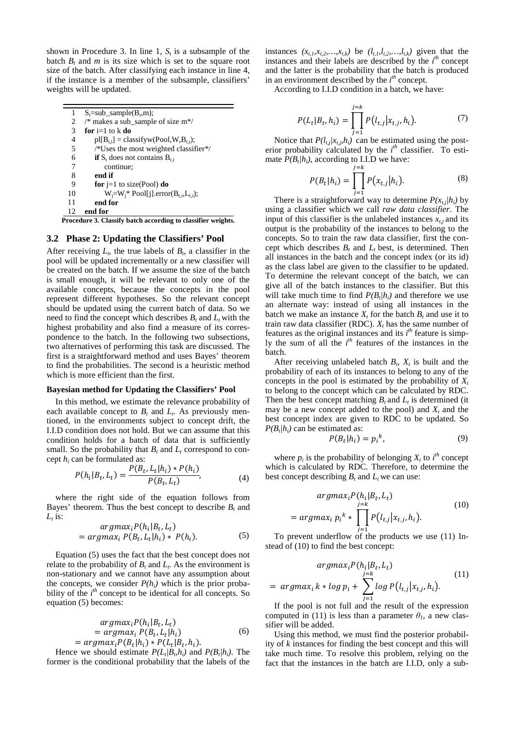shown in Procedure 3. In line 1, $S_t$ is a subsample of the batch $B_t$ and $m$ is its size which is set to the square root size of the batch. After classifying each instance in line 4, if the instance is a member of the subsample, classifiers' weights will be updated.

```
1   St=sub_sample(Bt,m);
2   /* makes a sub_sample of size m*/
3   for i=1 to k do
4       pl[Bt,i] = classifyw(Pool,W,Bt,i);
5       /*Uses the most weighted classifier*/
6       if St does not contains Bt,i
7           continue;
8       end if
9       for j=1 to size(Pool) do
10          Wj=Wj* Pool[j].error(Bt,i,Lt,i);
11      end for
12  end for
```

**Procedure 3. Classify batch according to classifier weights.**

### 3.2 Phase 2: Updating the Classifiers' Pool

After receiving $L_t$, the true labels of $B_t$, a classifier in the pool will be updated incrementally or a new classifier will be created on the batch. If we assume the size of the batch is small enough, it will be relevant to only one of the available concepts, because the concepts in the pool represent different hypotheses. So the relevant concept should be updated using the current batch of data. So we need to find the concept which describes $B_t$ and $L_t$ with the highest probability and also find a measure of its correspondence to the batch. In the following two subsections, two alternatives of performing this task are discussed. The first is a straightforward method and uses Bayes' theorem to find the probabilities. The second is a heuristic method which is more efficient than the first.

**Bayesian method for Updating the Classifiers' Pool**

In this method, we estimate the relevance probability of each available concept to $B_t$ and $L_t$. As previously mentioned, in the environments subject to concept drift, the I.I.D condition does not hold. But we can assume that this condition holds for a batch of data that is sufficiently small. So the probability that $B_t$ and $L_t$ correspond to concept $h_i$ can be formulated as:

$$P(h_i|B_t,L_t) = \frac{P(B_t,L_t|h_i) * P(h_i)}{P(B_t,L_t)}, \tag{4}$$

where the right side of the equation follows from Bayes' theorem. Thus the best concept to describe $B_t$ and $L_t$ is:

$$\begin{aligned} &argmax_i P(h_i|B_t,L_t) \\ &= argmax_i\ P(B_t,L_t|h_i) * \ P(h_i). \end{aligned} \tag{5}$$

Equation (5) uses the fact that the best concept does not relate to the probability of $B_t$ and $L_t$. As the environment is non-stationary and we cannot have any assumption about the concepts, we consider $P(h_i)$ which is the prior probability of the $i^{th}$ concept to be identical for all concepts. So equation (5) becomes:

$$\begin{aligned} &argmax_i P(h_i|B_t,L_t) \\ &= argmax_i\ P(B_t,L_t|h_i) \\ &= argmax_i P(B_t|h_i) * P(L_t|B_t,h_i). \end{aligned} \tag{6}$$

Hence we should estimate $P(L_t|B_t,h_i)$ and $P(B_t|h_i)$. The former is the conditional probability that the labels of the instances $(x_{t,1},x_{t,2},\ldots,x_{t,k})$ be $(l_{t,1},l_{t,2},\ldots,l_{t,k})$ given that the instances and their labels are described by the $i^{th}$ concept and the latter is the probability that the batch is produced in an environment described by the $i^{th}$ concept.

According to I.I.D condition in a batch, we have:

$$P(L_t|B_t,h_i) = \prod_{j=1}^{j=k} P(l_{t,j}|x_{t,j},h_i). \tag{7}$$

Notice that $P(l_{t,j}|x_{t,j},h_i)$ can be estimated using the posterior probability calculated by the $i^{th}$ classifier. To estimate $P(B_t|h_i)$, according to I.I.D we have:

$$P(B_t|h_i) = \prod_{j=1}^{j=k} P(x_{t,j}|h_i). \tag{8}$$

There is a straightforward way to determine $P(x_{t,j}|h_i)$ by using a classifier which we call *raw data classifier*. The input of this classifier is the unlabeled instances $x_{t,j}$ and its output is the probability of the instances to belong to the concepts. So to train the raw data classifier, first the concept which describes $B_t$ and $L_t$ best, is determined. Then all instances in the batch and the concept index (or its id) as the class label are given to the classifier to be updated. To determine the relevant concept of the batch, we can give all of the batch instances to the classifier. But this will take much time to find $P(B_t|h_i)$ and therefore we use an alternate way: instead of using all instances in the batch we make an instance $X_t$ for the batch $B_t$ and use it to train raw data classifier (RDC). $X_t$ has the same number of features as the original instances and its $i^{th}$ feature is simply the sum of all the $i^{th}$ features of the instances in the batch.

After receiving unlabeled batch $B_t$, $X_t$ is built and the probability of each of its instances to belong to any of the concepts in the pool is estimated by the probability of $X_t$ to belong to the concept which can be calculated by RDC. Then the best concept matching $B_t$ and $L_t$ is determined (it may be a new concept added to the pool) and $X_t$ and the best concept index are given to RDC to be updated. So $P(B_t|h_i)$ can be estimated as:

$$P(B_t|h_i) = p_i{}^k, \tag{9}$$

where $p_i$ is the probability of belonging $X_t$ to $i^{th}$ concept which is calculated by RDC. Therefore, to determine the best concept describing $B_t$ and $L_t$ we can use:

$$\begin{aligned} &argmax_i P(h_i|B_t,L_t) \\ &= argmax_i\ p_i{}^k * \prod_{j=1}^{j=k} P(l_{t,j}|x_{t,j},h_i). \end{aligned} \tag{10}$$

To prevent underflow of the products we use (11) Instead of (10) to find the best concept:

$$\begin{aligned} &argmax_i P(h_i|B_t,L_t) \\ &= argmax_i\ k * log\ p_i + \sum_{j=1}^{j=k} log\ P(l_{t,j}|x_{t,j},h_i). \end{aligned} \tag{11}$$

If the pool is not full and the result of the expression computed in (11) is less than a parameter $\theta_1$, a new classifier will be added.

Using this method, we must find the posterior probability of $k$ instances for finding the best concept and this will take much time. To resolve this problem, relying on the fact that the instances in the batch are I.I.D, only a sub-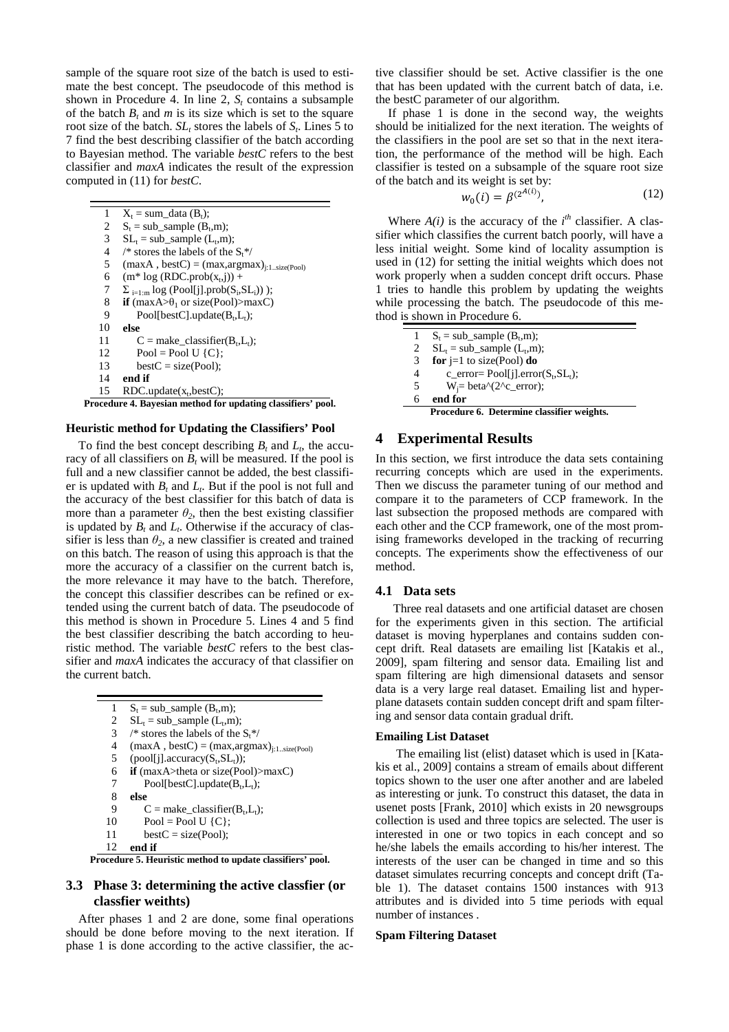sample of the square root size of the batch is used to estimate the best concept. The pseudocode of this method is shown in Procedure 4. In line 2, $S_t$ contains a subsample of the batch $B_t$ and $m$ is its size which is set to the square root size of the batch. $SL_t$ stores the labels of $S_t$. Lines 5 to 7 find the best describing classifier of the batch according to Bayesian method. The variable *bestC* refers to the best classifier and *maxA* indicates the result of the expression computed in (11) for *bestC*.

```
1   X_t = sum_data (B_t);
2   S_t = sub_sample (B_t,m);
3   SL_t = sub_sample (L_t,m);
4   /* stores the labels of the S_t*/
5   (maxA , bestC) = (max,argmax)_{j:1..size(Pool)}
6   (m* log (RDC.prob(x_t,j)) +
7   Σ_{i=1:m} log (Pool[j].prob(S_i,SL_i)) );
8   if (maxA>θ_1 or size(Pool)>maxC)
9       Pool[bestC].update(B_t,L_t);
10  else
11      C = make_classifier(B_t,L_t);
12      Pool = Pool U {C};
13      bestC = size(Pool);
14  end if
15  RDC.update(x_t,bestC);
```

**Procedure 4. Bayesian method for updating classifiers' pool.**

#### Heuristic method for Updating the Classifiers' Pool

To find the best concept describing $B_t$ and $L_t$, the accuracy of all classifiers on $B_t$ will be measured. If the pool is full and a new classifier cannot be added, the best classifier is updated with $B_t$ and $L_t$. But if the pool is not full and the accuracy of the best classifier for this batch of data is more than a parameter $\theta_2$, then the best existing classifier is updated by $B_t$ and $L_t$. Otherwise if the accuracy of classifier is less than $\theta_2$, a new classifier is created and trained on this batch. The reason of using this approach is that the more the accuracy of a classifier on the current batch is, the more relevance it may have to the batch. Therefore, the concept this classifier describes can be refined or extended using the current batch of data. The pseudocode of this method is shown in Procedure 5. Lines 4 and 5 find the best classifier describing the batch according to heuristic method. The variable *bestC* refers to the best classifier and *maxA* indicates the accuracy of that classifier on the current batch.

```
1   S_t = sub_sample (B_t,m);
2   SL_t = sub_sample (L_t,m);
3   /* stores the labels of the S_t*/
4   (maxA , bestC) = (max,argmax)_{j:1..size(Pool)}
5   (pool[j].accuracy(S_t,SL_t));
6   if (maxA>theta or size(Pool)>maxC)
7       Pool[bestC].update(B_t,L_t);
8   else
9       C = make_classifier(B_t,L_t);
10      Pool = Pool U {C};
11      bestC = size(Pool);
12  end if
```

**Procedure 5. Heuristic method to update classifiers' pool.**

### 3.3 Phase 3: determining the active classfier (or classfier weiths)

After phases 1 and 2 are done, some final operations should be done before moving to the next iteration. If phase 1 is done according to the active classifier, the active classifier should be set. Active classifier is the one that has been updated with the current batch of data, i.e. the bestC parameter of our algorithm.

If phase 1 is done in the second way, the weights should be initialized for the next iteration. The weights of the classifiers in the pool are set so that in the next iteration, the performance of the method will be high. Each classifier is tested on a subsample of the square root size of the batch and its weight is set by:

$$w_0(i) = \beta^{(2^{A(i)})}, \tag{12}$$

Where $A(i)$ is the accuracy of the $i^{th}$ classifier. A classifier which classifies the current batch poorly, will have a less initial weight. Some kind of locality assumption is used in (12) for setting the initial weights which does not work properly when a sudden concept drift occurs. Phase 1 tries to handle this problem by updating the weights while processing the batch. The pseudocode of this method is shown in Procedure 6.

```
1   S_t = sub_sample (B_t,m);
2   SL_t = sub_sample (L_t,m);
3   for j=1 to size(Pool) do
4       c_error= Pool[j].error(S_t,SL_t);
5       W_j= beta^(2^c_error);
6   end for
```

**Procedure 6. Determine classifier weights.**

## 4 Experimental Results

In this section, we first introduce the data sets containing recurring concepts which are used in the experiments. Then we discuss the parameter tuning of our method and compare it to the parameters of CCP framework. In the last subsection the proposed methods are compared with each other and the CCP framework, one of the most promising frameworks developed in the tracking of recurring concepts. The experiments show the effectiveness of our method.

### 4.1 Data sets

Three real datasets and one artificial dataset are chosen for the experiments given in this section. The artificial dataset is moving hyperplanes and contains sudden concept drift. Real datasets are emailing list [Katakis et al., 2009], spam filtering and sensor data. Emailing list and spam filtering are high dimensional datasets and sensor data is a very large real dataset. Emailing list and hyperplane datasets contain sudden concept drift and spam filtering and sensor data contain gradual drift.

#### Emailing List Dataset

The emailing list (elist) dataset which is used in [Katakis et al., 2009] contains a stream of emails about different topics shown to the user one after another and are labeled as interesting or junk. To construct this dataset, the data in usenet posts [Frank, 2010] which exists in 20 newsgroups collection is used and three topics are selected. The user is interested in one or two topics in each concept and so he/she labels the emails according to his/her interest. The interests of the user can be changed in time and so this dataset simulates recurring concepts and concept drift (Table 1). The dataset contains 1500 instances with 913 attributes and is divided into 5 time periods with equal number of instances .

#### Spam Filtering Dataset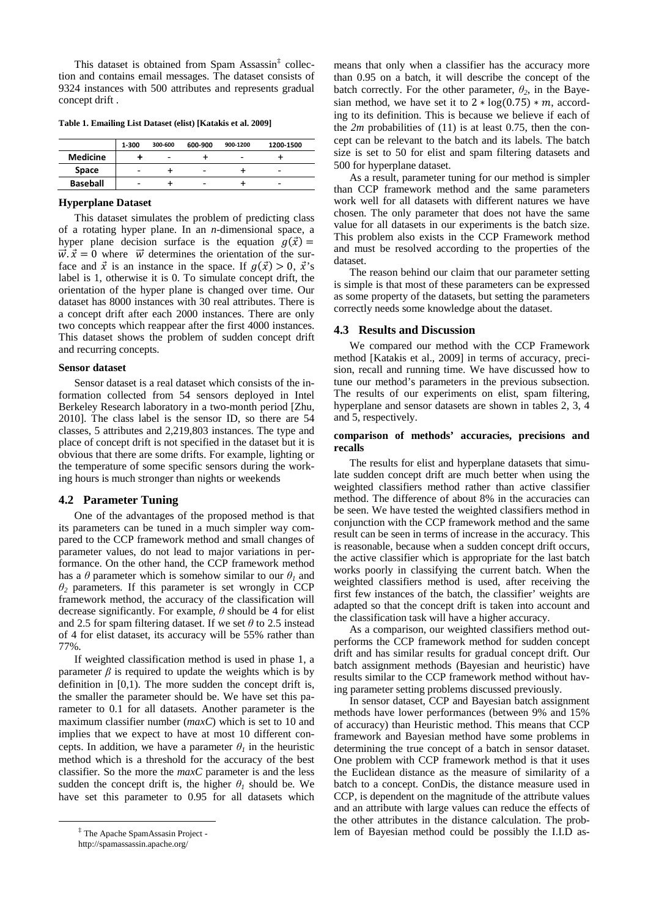This dataset is obtained from Spam Assassin[‡] collection and contains email messages. The dataset consists of 9324 instances with 500 attributes and represents gradual concept drift .

**Table 1. Emailing List Dataset (elist) [Katakis et al. 2009]**

| | 1-300 | 300-600 | 600-900 | 900-1200 | 1200-1500 |
|---|---|---|---|---|---|
| **Medicine** | + | - | + | - | + |
| **Space** | - | + | - | + | - |
| **Baseball** | - | + | - | + | - |

**Hyperplane Dataset**

This dataset simulates the problem of predicting class of a rotating hyper plane. In an *n*-dimensional space, a hyper plane decision surface is the equation $g(\vec{x}) = \vec{w}.\vec{x} = 0$ where $\vec{w}$ determines the orientation of the surface and $\vec{x}$ is an instance in the space. If $g(\vec{x}) > 0$, $\vec{x}$'s label is 1, otherwise it is 0. To simulate concept drift, the orientation of the hyper plane is changed over time. Our dataset has 8000 instances with 30 real attributes. There is a concept drift after each 2000 instances. There are only two concepts which reappear after the first 4000 instances. This dataset shows the problem of sudden concept drift and recurring concepts.

**Sensor dataset**

Sensor dataset is a real dataset which consists of the information collected from 54 sensors deployed in Intel Berkeley Research laboratory in a two-month period [Zhu, 2010]. The class label is the sensor ID, so there are 54 classes, 5 attributes and 2,219,803 instances. The type and place of concept drift is not specified in the dataset but it is obvious that there are some drifts. For example, lighting or the temperature of some specific sensors during the working hours is much stronger than nights or weekends

## 4.2 Parameter Tuning

One of the advantages of the proposed method is that its parameters can be tuned in a much simpler way compared to the CCP framework method and small changes of parameter values, do not lead to major variations in performance. On the other hand, the CCP framework method has a $\theta$ parameter which is somehow similar to our $\theta_1$ and $\theta_2$ parameters. If this parameter is set wrongly in CCP framework method, the accuracy of the classification will decrease significantly. For example, $\theta$ should be 4 for elist and 2.5 for spam filtering dataset. If we set $\theta$ to 2.5 instead of 4 for elist dataset, its accuracy will be 55% rather than 77%.

If weighted classification method is used in phase 1, a parameter $\beta$ is required to update the weights which is by definition in [0,1). The more sudden the concept drift is, the smaller the parameter should be. We have set this parameter to 0.1 for all datasets. Another parameter is the maximum classifier number (*maxC*) which is set to 10 and implies that we expect to have at most 10 different concepts. In addition, we have a parameter $\theta_1$ in the heuristic method which is a threshold for the accuracy of the best classifier. So the more the *maxC* parameter is and the less sudden the concept drift is, the higher $\theta_1$ should be. We have set this parameter to 0.95 for all datasets which means that only when a classifier has the accuracy more than 0.95 on a batch, it will describe the concept of the batch correctly. For the other parameter, $\theta_2$, in the Bayesian method, we have set it to $2 * \log(0.75) * m$, according to its definition. This is because we believe if each of the *2m* probabilities of (11) is at least 0.75, then the concept can be relevant to the batch and its labels. The batch size is set to 50 for elist and spam filtering datasets and 500 for hyperplane dataset.

As a result, parameter tuning for our method is simpler than CCP framework method and the same parameters work well for all datasets with different natures we have chosen. The only parameter that does not have the same value for all datasets in our experiments is the batch size. This problem also exists in the CCP Framework method and must be resolved according to the properties of the dataset.

The reason behind our claim that our parameter setting is simple is that most of these parameters can be expressed as some property of the datasets, but setting the parameters correctly needs some knowledge about the dataset.

## 4.3 Results and Discussion

We compared our method with the CCP Framework method [Katakis et al., 2009] in terms of accuracy, precision, recall and running time. We have discussed how to tune our method's parameters in the previous subsection. The results of our experiments on elist, spam filtering, hyperplane and sensor datasets are shown in tables 2, 3, 4 and 5, respectively.

**comparison of methods' accuracies, precisions and recalls**

The results for elist and hyperplane datasets that simulate sudden concept drift are much better when using the weighted classifiers method rather than active classifier method. The difference of about 8% in the accuracies can be seen. We have tested the weighted classifiers method in conjunction with the CCP framework method and the same result can be seen in terms of increase in the accuracy. This is reasonable, because when a sudden concept drift occurs, the active classifier which is appropriate for the last batch works poorly in classifying the current batch. When the weighted classifiers method is used, after receiving the first few instances of the batch, the classifier' weights are adapted so that the concept drift is taken into account and the classification task will have a higher accuracy.

As a comparison, our weighted classifiers method outperforms the CCP framework method for sudden concept drift and has similar results for gradual concept drift. Our batch assignment methods (Bayesian and heuristic) have results similar to the CCP framework method without having parameter setting problems discussed previously.

In sensor dataset, CCP and Bayesian batch assignment methods have lower performances (between 9% and 15% of accuracy) than Heuristic method. This means that CCP framework and Bayesian method have some problems in determining the true concept of a batch in sensor dataset. One problem with CCP framework method is that it uses the Euclidean distance as the measure of similarity of a batch to a concept. ConDis, the distance measure used in CCP, is dependent on the magnitude of the attribute values and an attribute with large values can reduce the effects of the other attributes in the distance calculation. The problem of Bayesian method could be possibly the I.I.D as-

[‡] The Apache SpamAssasin Project - http://spamassassin.apache.org/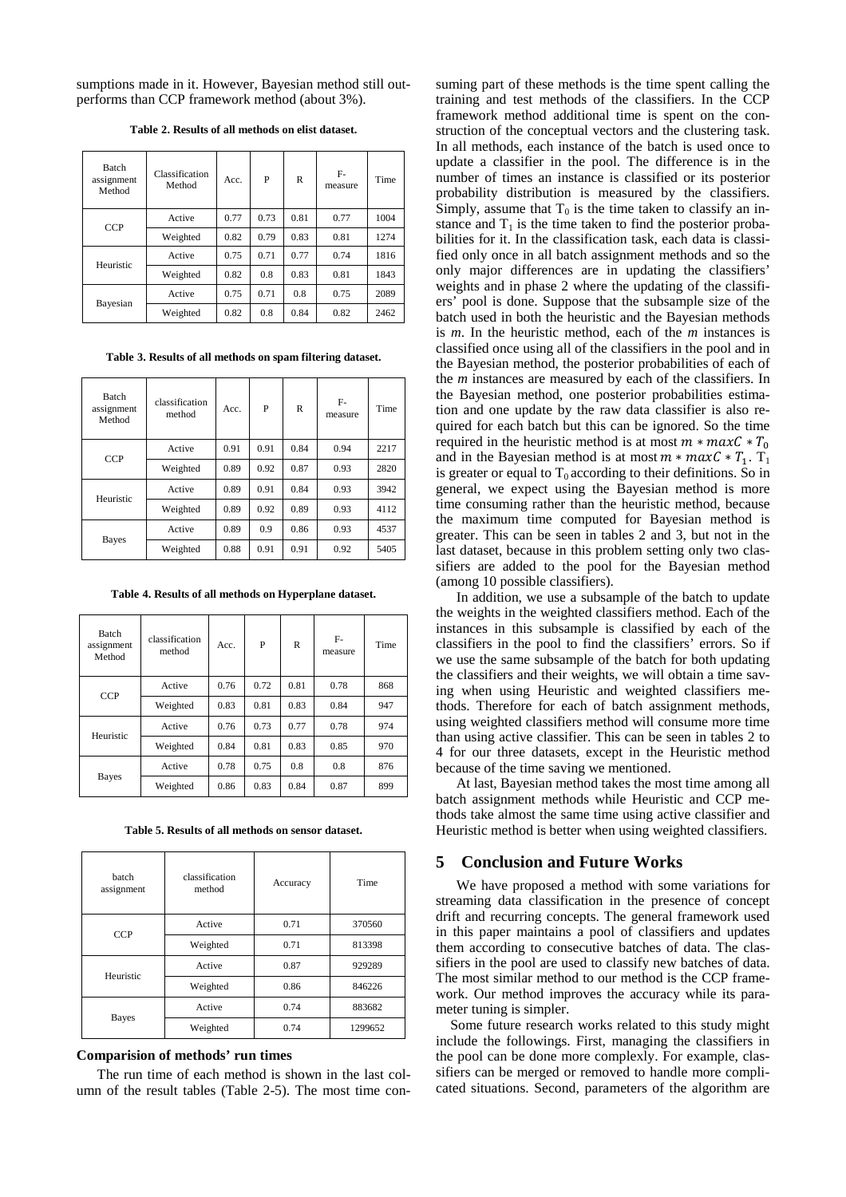sumptions made in it. However, Bayesian method still outperforms than CCP framework method (about 3%).

**Table 2. Results of all methods on elist dataset.**

| Batch assignment Method | Classification Method | Acc. | P | R | F-measure | Time |
|---|---|---|---|---|---|---|
| CCP | Active | 0.77 | 0.73 | 0.81 | 0.77 | 1004 |
| | Weighted | 0.82 | 0.79 | 0.83 | 0.81 | 1274 |
| Heuristic | Active | 0.75 | 0.71 | 0.77 | 0.74 | 1816 |
| | Weighted | 0.82 | 0.8 | 0.83 | 0.81 | 1843 |
| Bayesian | Active | 0.75 | 0.71 | 0.8 | 0.75 | 2089 |
| | Weighted | 0.82 | 0.8 | 0.84 | 0.82 | 2462 |

**Table 3. Results of all methods on spam filtering dataset.**

| Batch assignment Method | classification method | Acc. | P | R | F-measure | Time |
|---|---|---|---|---|---|---|
| CCP | Active | 0.91 | 0.91 | 0.84 | 0.94 | 2217 |
| | Weighted | 0.89 | 0.92 | 0.87 | 0.93 | 2820 |
| Heuristic | Active | 0.89 | 0.91 | 0.84 | 0.93 | 3942 |
| | Weighted | 0.89 | 0.92 | 0.89 | 0.93 | 4112 |
| Bayes | Active | 0.89 | 0.9 | 0.86 | 0.93 | 4537 |
| | Weighted | 0.88 | 0.91 | 0.91 | 0.92 | 5405 |

**Table 4. Results of all methods on Hyperplane dataset.**

| Batch assignment Method | classification method | Acc. | P | R | F-measure | Time |
|---|---|---|---|---|---|---|
| CCP | Active | 0.76 | 0.72 | 0.81 | 0.78 | 868 |
| | Weighted | 0.83 | 0.81 | 0.83 | 0.84 | 947 |
| Heuristic | Active | 0.76 | 0.73 | 0.77 | 0.78 | 974 |
| | Weighted | 0.84 | 0.81 | 0.83 | 0.85 | 970 |
| Bayes | Active | 0.78 | 0.75 | 0.8 | 0.8 | 876 |
| | Weighted | 0.86 | 0.83 | 0.84 | 0.87 | 899 |

**Table 5. Results of all methods on sensor dataset.**

| batch assignment | classification method | Accuracy | Time |
|---|---|---|---|
| CCP | Active | 0.71 | 370560 |
| | Weighted | 0.71 | 813398 |
| Heuristic | Active | 0.87 | 929289 |
| | Weighted | 0.86 | 846226 |
| Bayes | Active | 0.74 | 883682 |
| | Weighted | 0.74 | 1299652 |

**Comparision of methods' run times**

The run time of each method is shown in the last column of the result tables (Table 2-5). The most time consuming part of these methods is the time spent calling the training and test methods of the classifiers. In the CCP framework method additional time is spent on the construction of the conceptual vectors and the clustering task. In all methods, each instance of the batch is used once to update a classifier in the pool. The difference is in the number of times an instance is classified or its posterior probability distribution is measured by the classifiers. Simply, assume that $T_0$ is the time taken to classify an instance and $T_1$ is the time taken to find the posterior probabilities for it. In the classification task, each data is classified only once in all batch assignment methods and so the only major differences are in updating the classifiers' weights and in phase 2 where the updating of the classifiers' pool is done. Suppose that the subsample size of the batch used in both the heuristic and the Bayesian methods is *m*. In the heuristic method, each of the *m* instances is classified once using all of the classifiers in the pool and in the Bayesian method, the posterior probabilities of each of the *m* instances are measured by each of the classifiers. In the Bayesian method, one posterior probabilities estimation and one update by the raw data classifier is also required for each batch but this can be ignored. So the time required in the heuristic method is at most $m * maxC * T_0$ and in the Bayesian method is at most $m * maxC * T_1$. $T_1$ is greater or equal to $T_0$ according to their definitions. So in general, we expect using the Bayesian method is more time consuming rather than the heuristic method, because the maximum time computed for Bayesian method is greater. This can be seen in tables 2 and 3, but not in the last dataset, because in this problem setting only two classifiers are added to the pool for the Bayesian method (among 10 possible classifiers).

In addition, we use a subsample of the batch to update the weights in the weighted classifiers method. Each of the instances in this subsample is classified by each of the classifiers in the pool to find the classifiers' errors. So if we use the same subsample of the batch for both updating the classifiers and their weights, we will obtain a time saving when using Heuristic and weighted classifiers methods. Therefore for each of batch assignment methods, using weighted classifiers method will consume more time than using active classifier. This can be seen in tables 2 to 4 for our three datasets, except in the Heuristic method because of the time saving we mentioned.

At last, Bayesian method takes the most time among all batch assignment methods while Heuristic and CCP methods take almost the same time using active classifier and Heuristic method is better when using weighted classifiers.

## 5 Conclusion and Future Works

We have proposed a method with some variations for streaming data classification in the presence of concept drift and recurring concepts. The general framework used in this paper maintains a pool of classifiers and updates them according to consecutive batches of data. The classifiers in the pool are used to classify new batches of data. The most similar method to our method is the CCP framework. Our method improves the accuracy while its parameter tuning is simpler.

Some future research works related to this study might include the followings. First, managing the classifiers in the pool can be done more complexly. For example, classifiers can be merged or removed to handle more complicated situations. Second, parameters of the algorithm are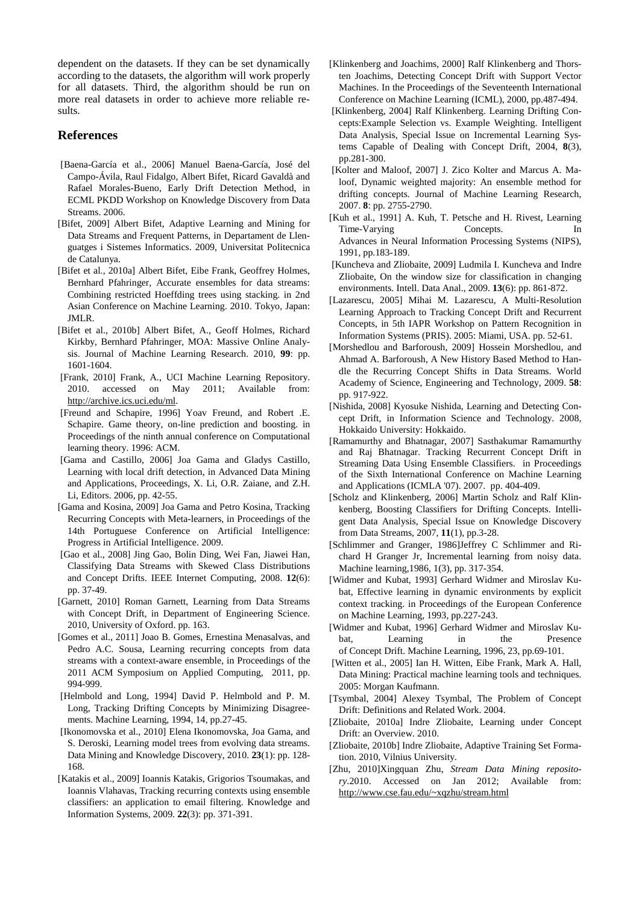dependent on the datasets. If they can be set dynamically according to the datasets, the algorithm will work properly for all datasets. Third, the algorithm should be run on more real datasets in order to achieve more reliable results.

## References

[Baena-García et al., 2006] Manuel Baena-García, José del Campo-Ávila, Raul Fidalgo, Albert Bifet, Ricard Gavaldà and Rafael Morales-Bueno, Early Drift Detection Method, in ECML PKDD Workshop on Knowledge Discovery from Data Streams. 2006.

[Bifet, 2009] Albert Bifet, Adaptive Learning and Mining for Data Streams and Frequent Patterns, in Departament de Llenguatges i Sistemes Informatics. 2009, Universitat Politecnica de Catalunya.

[Bifet et al., 2010a] Albert Bifet, Eibe Frank, Geoffrey Holmes, Bernhard Pfahringer, Accurate ensembles for data streams: Combining restricted Hoeffding trees using stacking. in 2nd Asian Conference on Machine Learning. 2010. Tokyo, Japan: JMLR.

[Bifet et al., 2010b] Albert Bifet, A., Geoff Holmes, Richard Kirkby, Bernhard Pfahringer, MOA: Massive Online Analysis. Journal of Machine Learning Research. 2010, **99**: pp. 1601-1604.

[Frank, 2010] Frank, A., UCI Machine Learning Repository. 2010. accessed on May 2011; Available from: http://archive.ics.uci.edu/ml.

[Freund and Schapire, 1996] Yoav Freund, and Robert .E. Schapire. Game theory, on-line prediction and boosting. in Proceedings of the ninth annual conference on Computational learning theory. 1996: ACM.

[Gama and Castillo, 2006] Joa Gama and Gladys Castillo, Learning with local drift detection, in Advanced Data Mining and Applications, Proceedings, X. Li, O.R. Zaiane, and Z.H. Li, Editors. 2006, pp. 42-55.

[Gama and Kosina, 2009] Joa Gama and Petro Kosina, Tracking Recurring Concepts with Meta-learners, in Proceedings of the 14th Portuguese Conference on Artificial Intelligence: Progress in Artificial Intelligence. 2009.

[Gao et al., 2008] Jing Gao, Bolin Ding, Wei Fan, Jiawei Han, Classifying Data Streams with Skewed Class Distributions and Concept Drifts. IEEE Internet Computing, 2008. **12**(6): pp. 37-49.

[Garnett, 2010] Roman Garnett, Learning from Data Streams with Concept Drift, in Department of Engineering Science. 2010, University of Oxford. pp. 163.

[Gomes et al., 2011] Joao B. Gomes, Ernestina Menasalvas, and Pedro A.C. Sousa, Learning recurring concepts from data streams with a context-aware ensemble, in Proceedings of the 2011 ACM Symposium on Applied Computing, 2011, pp. 994-999.

[Helmbold and Long, 1994] David P. Helmbold and P. M. Long, Tracking Drifting Concepts by Minimizing Disagreements. Machine Learning, 1994, 14, pp.27-45.

[Ikonomovska et al., 2010] Elena Ikonomovska, Joa Gama, and S. Deroski, Learning model trees from evolving data streams. Data Mining and Knowledge Discovery, 2010. **23**(1): pp. 128-168.

[Katakis et al., 2009] Ioannis Katakis, Grigorios Tsoumakas, and Ioannis Vlahavas, Tracking recurring contexts using ensemble classifiers: an application to email filtering. Knowledge and Information Systems, 2009. **22**(3): pp. 371-391.

[Klinkenberg and Joachims, 2000] Ralf Klinkenberg and Thorsten Joachims, Detecting Concept Drift with Support Vector Machines. In the Proceedings of the Seventeenth International Conference on Machine Learning (ICML), 2000, pp.487-494.

[Klinkenberg, 2004] Ralf Klinkenberg. Learning Drifting Concepts:Example Selection vs. Example Weighting. Intelligent Data Analysis, Special Issue on Incremental Learning Systems Capable of Dealing with Concept Drift, 2004, **8**(3), pp.281-300.

[Kolter and Maloof, 2007] J. Zico Kolter and Marcus A. Maloof, Dynamic weighted majority: An ensemble method for drifting concepts. Journal of Machine Learning Research, 2007. **8**: pp. 2755-2790.

[Kuh et al., 1991] A. Kuh, T. Petsche and H. Rivest, Learning Time-Varying Concepts. In Advances in Neural Information Processing Systems (NIPS), 1991, pp.183-189.

[Kuncheva and Zliobaite, 2009] Ludmila I. Kuncheva and Indre Zliobaite, On the window size for classification in changing environments. Intell. Data Anal., 2009. **13**(6): pp. 861-872.

[Lazarescu, 2005] Mihai M. Lazarescu, A Multi-Resolution Learning Approach to Tracking Concept Drift and Recurrent Concepts, in 5th IAPR Workshop on Pattern Recognition in Information Systems (PRIS). 2005: Miami, USA. pp. 52-61.

[Morshedlou and Barforoush, 2009] Hossein Morshedlou, and Ahmad A. Barforoush, A New History Based Method to Handle the Recurring Concept Shifts in Data Streams. World Academy of Science, Engineering and Technology, 2009. **58**: pp. 917-922.

[Nishida, 2008] Kyosuke Nishida, Learning and Detecting Concept Drift, in Information Science and Technology. 2008, Hokkaido University: Hokkaido.

[Ramamurthy and Bhatnagar, 2007] Sasthakumar Ramamurthy and Raj Bhatnagar. Tracking Recurrent Concept Drift in Streaming Data Using Ensemble Classifiers. in Proceedings of the Sixth International Conference on Machine Learning and Applications (ICMLA '07). 2007. pp. 404-409.

[Scholz and Klinkenberg, 2006] Martin Scholz and Ralf Klinkenberg, Boosting Classifiers for Drifting Concepts. Intelligent Data Analysis, Special Issue on Knowledge Discovery from Data Streams, 2007, **11**(1), pp.3-28.

[Schlimmer and Granger, 1986]Jeffrey C Schlimmer and Richard H Granger Jr, Incremental learning from noisy data. Machine learning,1986, 1(3), pp. 317-354.

[Widmer and Kubat, 1993] Gerhard Widmer and Miroslav Kubat, Effective learning in dynamic environments by explicit context tracking. in Proceedings of the European Conference on Machine Learning, 1993, pp.227-243.

[Widmer and Kubat, 1996] Gerhard Widmer and Miroslav Kubat, Learning in the Presence of Concept Drift. Machine Learning, 1996, 23, pp.69-101.

[Witten et al., 2005] Ian H. Witten, Eibe Frank, Mark A. Hall, Data Mining: Practical machine learning tools and techniques. 2005: Morgan Kaufmann.

[Tsymbal, 2004] Alexey Tsymbal, The Problem of Concept Drift: Definitions and Related Work. 2004.

[Zliobaite, 2010a] Indre Zliobaite, Learning under Concept Drift: an Overview. 2010.

[Zliobaite, 2010b] Indre Zliobaite, Adaptive Training Set Formation. 2010, Vilnius University.

[Zhu, 2010]Xingquan Zhu, *Stream Data Mining repository*.2010. Accessed on Jan 2012; Available from: http://www.cse.fau.edu/~xqzhu/stream.html